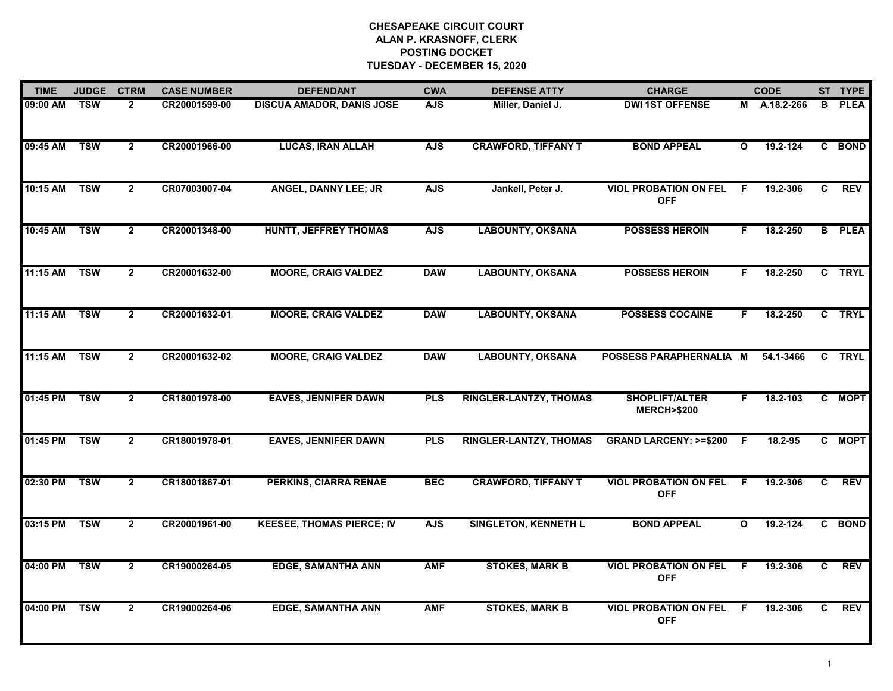**CHESAPEAKE CIRCUIT COURT**
**ALAN P. KRASNOFF, CLERK**
**POSTING DOCKET**
**TUESDAY - DECEMBER 15, 2020**

| TIME | JUDGE | CTRM | CASE NUMBER | DEFENDANT | CWA | DEFENSE ATTY | CHARGE | | CODE | ST | TYPE |
|---|---|---|---|---|---|---|---|---|---|---|---|
| 09:00 AM | TSW | 2 | CR20001599-00 | DISCUA AMADOR, DANIS JOSE | AJS | Miller, Daniel J. | DWI 1ST OFFENSE | M | A.18.2-266 | B | PLEA |
| 09:45 AM | TSW | 2 | CR20001966-00 | LUCAS, IRAN ALLAH | AJS | CRAWFORD, TIFFANY T | BOND APPEAL | O | 19.2-124 | C | BOND |
| 10:15 AM | TSW | 2 | CR07003007-04 | ANGEL, DANNY LEE; JR | AJS | Jankell, Peter J. | VIOL PROBATION ON FEL OFF | F | 19.2-306 | C | REV |
| 10:45 AM | TSW | 2 | CR20001348-00 | HUNTT, JEFFREY THOMAS | AJS | LABOUNTY, OKSANA | POSSESS HEROIN | F | 18.2-250 | B | PLEA |
| 11:15 AM | TSW | 2 | CR20001632-00 | MOORE, CRAIG VALDEZ | DAW | LABOUNTY, OKSANA | POSSESS HEROIN | F | 18.2-250 | C | TRYL |
| 11:15 AM | TSW | 2 | CR20001632-01 | MOORE, CRAIG VALDEZ | DAW | LABOUNTY, OKSANA | POSSESS COCAINE | F | 18.2-250 | C | TRYL |
| 11:15 AM | TSW | 2 | CR20001632-02 | MOORE, CRAIG VALDEZ | DAW | LABOUNTY, OKSANA | POSSESS PARAPHERNALIA | M | 54.1-3466 | C | TRYL |
| 01:45 PM | TSW | 2 | CR18001978-00 | EAVES, JENNIFER DAWN | PLS | RINGLER-LANTZY, THOMAS | SHOPLIFT/ALTER MERCH>$200 | F | 18.2-103 | C | MOPT |
| 01:45 PM | TSW | 2 | CR18001978-01 | EAVES, JENNIFER DAWN | PLS | RINGLER-LANTZY, THOMAS | GRAND LARCENY: >=$200 | F | 18.2-95 | C | MOPT |
| 02:30 PM | TSW | 2 | CR18001867-01 | PERKINS, CIARRA RENAE | BEC | CRAWFORD, TIFFANY T | VIOL PROBATION ON FEL OFF | F | 19.2-306 | C | REV |
| 03:15 PM | TSW | 2 | CR20001961-00 | KEESEE, THOMAS PIERCE; IV | AJS | SINGLETON, KENNETH L | BOND APPEAL | O | 19.2-124 | C | BOND |
| 04:00 PM | TSW | 2 | CR19000264-05 | EDGE, SAMANTHA ANN | AMF | STOKES, MARK B | VIOL PROBATION ON FEL OFF | F | 19.2-306 | C | REV |
| 04:00 PM | TSW | 2 | CR19000264-06 | EDGE, SAMANTHA ANN | AMF | STOKES, MARK B | VIOL PROBATION ON FEL OFF | F | 19.2-306 | C | REV |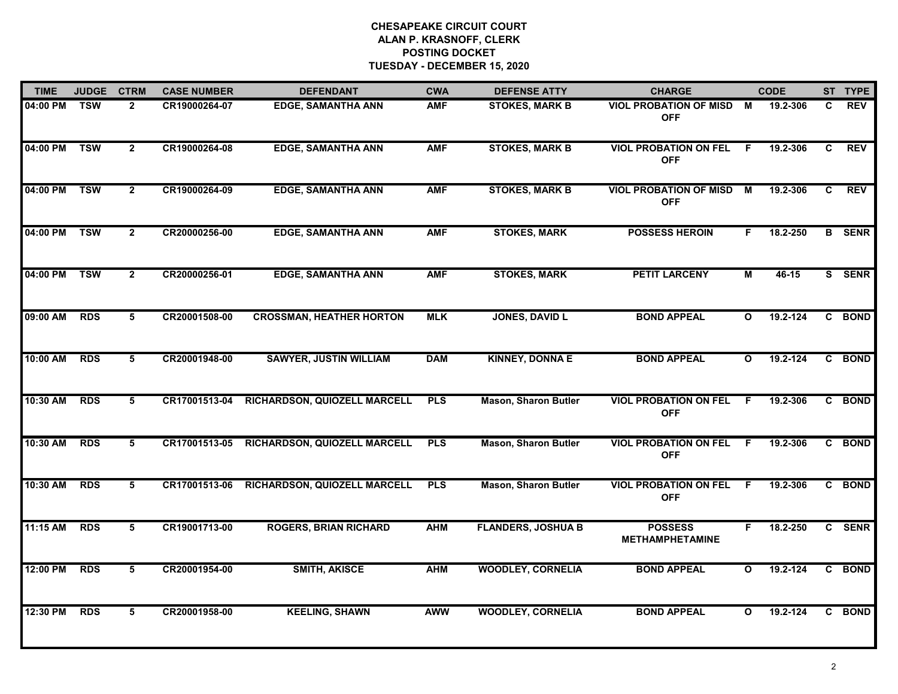**CHESAPEAKE CIRCUIT COURT**
**ALAN P. KRASNOFF, CLERK**
**POSTING DOCKET**
**TUESDAY - DECEMBER 15, 2020**

| TIME | JUDGE | CTRM | CASE NUMBER | DEFENDANT | CWA | DEFENSE ATTY | CHARGE | | CODE | ST | TYPE |
|---|---|---|---|---|---|---|---|---|---|---|---|
| 04:00 PM | TSW | 2 | CR19000264-07 | EDGE, SAMANTHA ANN | AMF | STOKES, MARK B | VIOL PROBATION OF MISD OFF | M | 19.2-306 | C | REV |
| 04:00 PM | TSW | 2 | CR19000264-08 | EDGE, SAMANTHA ANN | AMF | STOKES, MARK B | VIOL PROBATION ON FEL OFF | F | 19.2-306 | C | REV |
| 04:00 PM | TSW | 2 | CR19000264-09 | EDGE, SAMANTHA ANN | AMF | STOKES, MARK B | VIOL PROBATION OF MISD OFF | M | 19.2-306 | C | REV |
| 04:00 PM | TSW | 2 | CR20000256-00 | EDGE, SAMANTHA ANN | AMF | STOKES, MARK | POSSESS HEROIN | F | 18.2-250 | B | SENR |
| 04:00 PM | TSW | 2 | CR20000256-01 | EDGE, SAMANTHA ANN | AMF | STOKES, MARK | PETIT LARCENY | M | 46-15 | S | SENR |
| 09:00 AM | RDS | 5 | CR20001508-00 | CROSSMAN, HEATHER HORTON | MLK | JONES, DAVID L | BOND APPEAL | O | 19.2-124 | C | BOND |
| 10:00 AM | RDS | 5 | CR20001948-00 | SAWYER, JUSTIN WILLIAM | DAM | KINNEY, DONNA E | BOND APPEAL | O | 19.2-124 | C | BOND |
| 10:30 AM | RDS | 5 | CR17001513-04 | RICHARDSON, QUIOZELL MARCELL | PLS | Mason, Sharon Butler | VIOL PROBATION ON FEL OFF | F | 19.2-306 | C | BOND |
| 10:30 AM | RDS | 5 | CR17001513-05 | RICHARDSON, QUIOZELL MARCELL | PLS | Mason, Sharon Butler | VIOL PROBATION ON FEL OFF | F | 19.2-306 | C | BOND |
| 10:30 AM | RDS | 5 | CR17001513-06 | RICHARDSON, QUIOZELL MARCELL | PLS | Mason, Sharon Butler | VIOL PROBATION ON FEL OFF | F | 19.2-306 | C | BOND |
| 11:15 AM | RDS | 5 | CR19001713-00 | ROGERS, BRIAN RICHARD | AHM | FLANDERS, JOSHUA B | POSSESS METHAMPHETAMINE | F | 18.2-250 | C | SENR |
| 12:00 PM | RDS | 5 | CR20001954-00 | SMITH, AKISCE | AHM | WOODLEY, CORNELIA | BOND APPEAL | O | 19.2-124 | C | BOND |
| 12:30 PM | RDS | 5 | CR20001958-00 | KEELING, SHAWN | AWW | WOODLEY, CORNELIA | BOND APPEAL | O | 19.2-124 | C | BOND |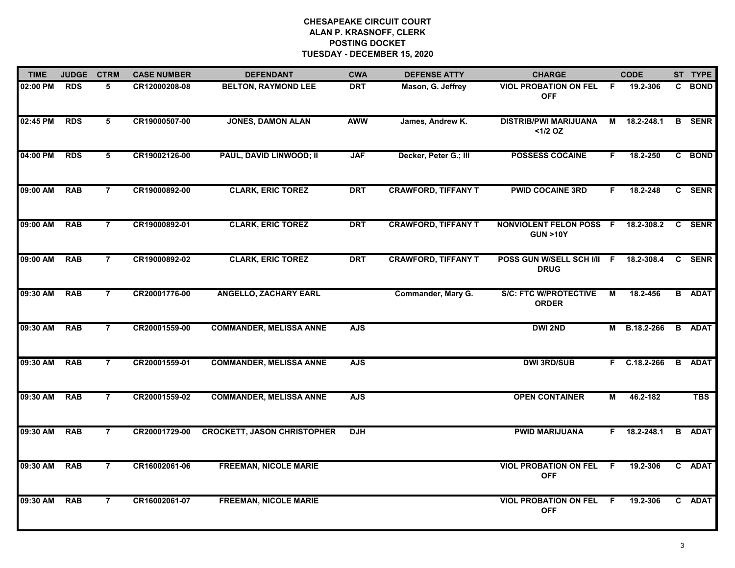# CHESAPEAKE CIRCUIT COURT
## ALAN P. KRASNOFF, CLERK
## POSTING DOCKET
## TUESDAY - DECEMBER 15, 2020

| TIME | JUDGE | CTRM | CASE NUMBER | DEFENDANT | CWA | DEFENSE ATTY | CHARGE | | CODE | ST | TYPE |
|---|---|---|---|---|---|---|---|---|---|---|---|
| 02:00 PM | RDS | 5 | CR12000208-08 | BELTON, RAYMOND LEE | DRT | Mason, G. Jeffrey | VIOL PROBATION ON FEL OFF | F | 19.2-306 | C | BOND |
| 02:45 PM | RDS | 5 | CR19000507-00 | JONES, DAMON ALAN | AWW | James, Andrew K. | DISTRIB/PWI MARIJUANA <1/2 OZ | M | 18.2-248.1 | B | SENR |
| 04:00 PM | RDS | 5 | CR19002126-00 | PAUL, DAVID LINWOOD; II | JAF | Decker, Peter G.; III | POSSESS COCAINE | F | 18.2-250 | C | BOND |
| 09:00 AM | RAB | 7 | CR19000892-00 | CLARK, ERIC TOREZ | DRT | CRAWFORD, TIFFANY T | PWID COCAINE 3RD | F | 18.2-248 | C | SENR |
| 09:00 AM | RAB | 7 | CR19000892-01 | CLARK, ERIC TOREZ | DRT | CRAWFORD, TIFFANY T | NONVIOLENT FELON POSS GUN >10Y | F | 18.2-308.2 | C | SENR |
| 09:00 AM | RAB | 7 | CR19000892-02 | CLARK, ERIC TOREZ | DRT | CRAWFORD, TIFFANY T | POSS GUN W/SELL SCH I/II DRUG | F | 18.2-308.4 | C | SENR |
| 09:30 AM | RAB | 7 | CR20001776-00 | ANGELLO, ZACHARY EARL | | Commander, Mary G. | S/C: FTC W/PROTECTIVE ORDER | M | 18.2-456 | B | ADAT |
| 09:30 AM | RAB | 7 | CR20001559-00 | COMMANDER, MELISSA ANNE | AJS | | DWI 2ND | M | B.18.2-266 | B | ADAT |
| 09:30 AM | RAB | 7 | CR20001559-01 | COMMANDER, MELISSA ANNE | AJS | | DWI 3RD/SUB | F | C.18.2-266 | B | ADAT |
| 09:30 AM | RAB | 7 | CR20001559-02 | COMMANDER, MELISSA ANNE | AJS | | OPEN CONTAINER | M | 46.2-182 | | TBS |
| 09:30 AM | RAB | 7 | CR20001729-00 | CROCKETT, JASON CHRISTOPHER | DJH | | PWID MARIJUANA | F | 18.2-248.1 | B | ADAT |
| 09:30 AM | RAB | 7 | CR16002061-06 | FREEMAN, NICOLE MARIE | | | VIOL PROBATION ON FEL OFF | F | 19.2-306 | C | ADAT |
| 09:30 AM | RAB | 7 | CR16002061-07 | FREEMAN, NICOLE MARIE | | | VIOL PROBATION ON FEL OFF | F | 19.2-306 | C | ADAT |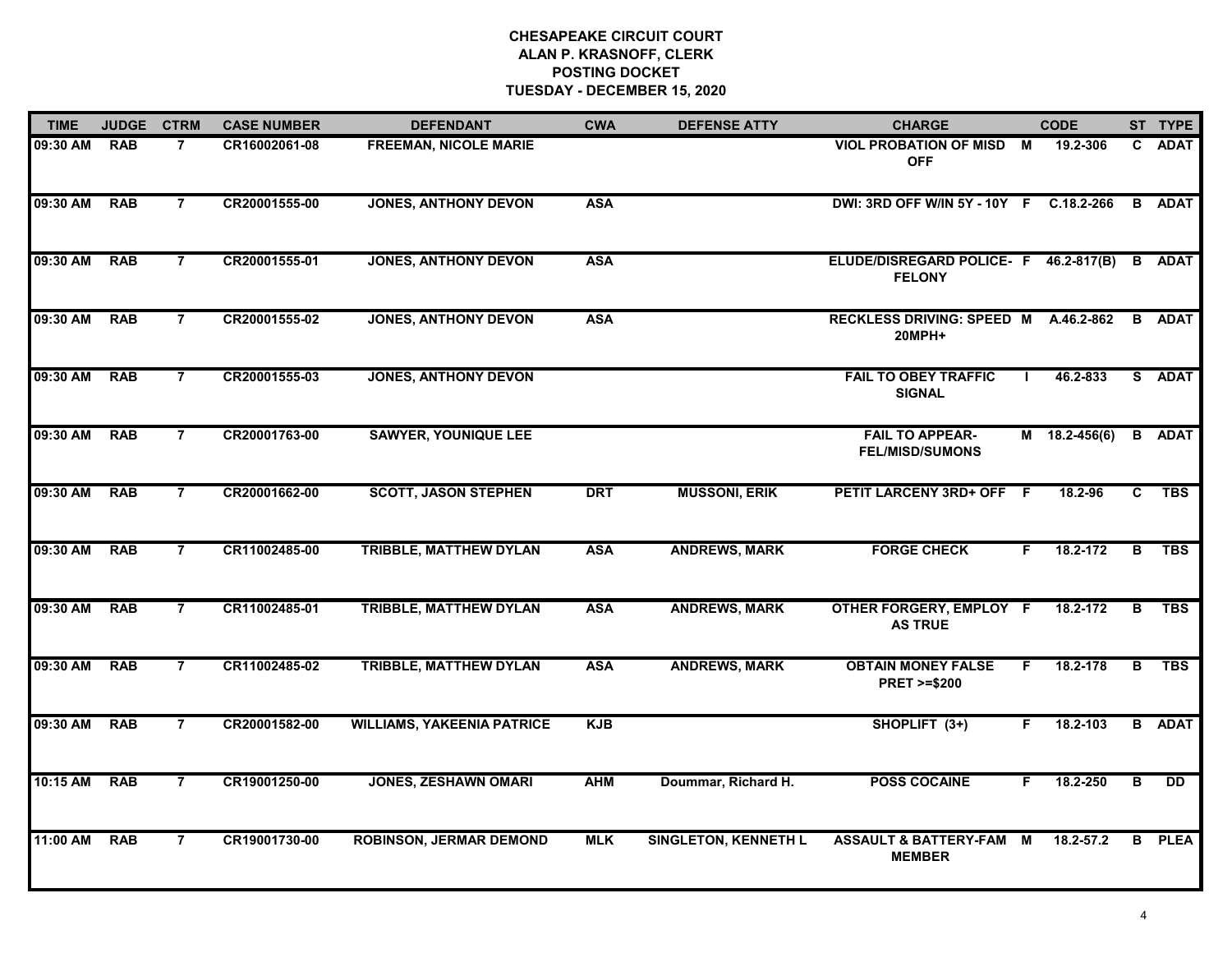**CHESAPEAKE CIRCUIT COURT**
**ALAN P. KRASNOFF, CLERK**
**POSTING DOCKET**
**TUESDAY - DECEMBER 15, 2020**

| TIME | JUDGE | CTRM | CASE NUMBER | DEFENDANT | CWA | DEFENSE ATTY | CHARGE | | CODE | ST | TYPE |
|---|---|---|---|---|---|---|---|---|---|---|---|
| 09:30 AM | RAB | 7 | CR16002061-08 | FREEMAN, NICOLE MARIE | | | VIOL PROBATION OF MISD OFF | M | 19.2-306 | C | ADAT |
| 09:30 AM | RAB | 7 | CR20001555-00 | JONES, ANTHONY DEVON | ASA | | DWI: 3RD OFF W/IN 5Y - 10Y | F | C.18.2-266 | B | ADAT |
| 09:30 AM | RAB | 7 | CR20001555-01 | JONES, ANTHONY DEVON | ASA | | ELUDE/DISREGARD POLICE- FELONY | F | 46.2-817(B) | B | ADAT |
| 09:30 AM | RAB | 7 | CR20001555-02 | JONES, ANTHONY DEVON | ASA | | RECKLESS DRIVING: SPEED 20MPH+ | M | A.46.2-862 | B | ADAT |
| 09:30 AM | RAB | 7 | CR20001555-03 | JONES, ANTHONY DEVON | | | FAIL TO OBEY TRAFFIC SIGNAL | I | 46.2-833 | S | ADAT |
| 09:30 AM | RAB | 7 | CR20001763-00 | SAWYER, YOUNIQUE LEE | | | FAIL TO APPEAR-FEL/MISD/SUMONS | M | 18.2-456(6) | B | ADAT |
| 09:30 AM | RAB | 7 | CR20001662-00 | SCOTT, JASON STEPHEN | DRT | MUSSONI, ERIK | PETIT LARCENY 3RD+ OFF | F | 18.2-96 | C | TBS |
| 09:30 AM | RAB | 7 | CR11002485-00 | TRIBBLE, MATTHEW DYLAN | ASA | ANDREWS, MARK | FORGE CHECK | F | 18.2-172 | B | TBS |
| 09:30 AM | RAB | 7 | CR11002485-01 | TRIBBLE, MATTHEW DYLAN | ASA | ANDREWS, MARK | OTHER FORGERY, EMPLOY AS TRUE | F | 18.2-172 | B | TBS |
| 09:30 AM | RAB | 7 | CR11002485-02 | TRIBBLE, MATTHEW DYLAN | ASA | ANDREWS, MARK | OBTAIN MONEY FALSE PRET >=$200 | F | 18.2-178 | B | TBS |
| 09:30 AM | RAB | 7 | CR20001582-00 | WILLIAMS, YAKEENIA PATRICE | KJB | | SHOPLIFT (3+) | F | 18.2-103 | B | ADAT |
| 10:15 AM | RAB | 7 | CR19001250-00 | JONES, ZESHAWN OMARI | AHM | Doummar, Richard H. | POSS COCAINE | F | 18.2-250 | B | DD |
| 11:00 AM | RAB | 7 | CR19001730-00 | ROBINSON, JERMAR DEMOND | MLK | SINGLETON, KENNETH L | ASSAULT & BATTERY-FAM MEMBER | M | 18.2-57.2 | B | PLEA |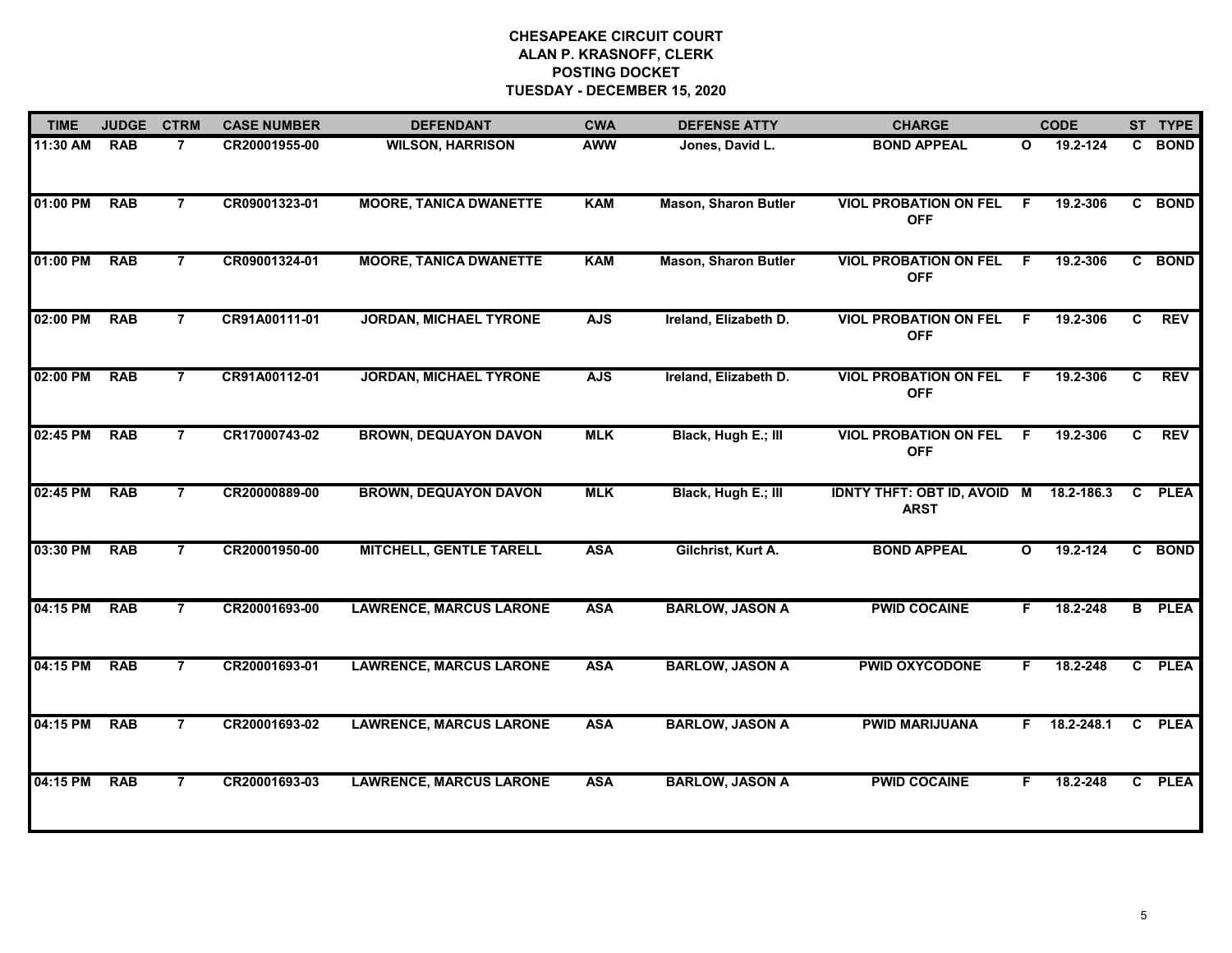# CHESAPEAKE CIRCUIT COURT
## ALAN P. KRASNOFF, CLERK
## POSTING DOCKET
## TUESDAY - DECEMBER 15, 2020

| TIME | JUDGE | CTRM | CASE NUMBER | DEFENDANT | CWA | DEFENSE ATTY | CHARGE | | CODE | ST | TYPE |
|---|---|---|---|---|---|---|---|---|---|---|---|
| 11:30 AM | RAB | 7 | CR20001955-00 | WILSON, HARRISON | AWW | Jones, David L. | BOND APPEAL | O | 19.2-124 | C | BOND |
| 01:00 PM | RAB | 7 | CR09001323-01 | MOORE, TANICA DWANETTE | KAM | Mason, Sharon Butler | VIOL PROBATION ON FEL OFF | F | 19.2-306 | C | BOND |
| 01:00 PM | RAB | 7 | CR09001324-01 | MOORE, TANICA DWANETTE | KAM | Mason, Sharon Butler | VIOL PROBATION ON FEL OFF | F | 19.2-306 | C | BOND |
| 02:00 PM | RAB | 7 | CR91A00111-01 | JORDAN, MICHAEL TYRONE | AJS | Ireland, Elizabeth D. | VIOL PROBATION ON FEL OFF | F | 19.2-306 | C | REV |
| 02:00 PM | RAB | 7 | CR91A00112-01 | JORDAN, MICHAEL TYRONE | AJS | Ireland, Elizabeth D. | VIOL PROBATION ON FEL OFF | F | 19.2-306 | C | REV |
| 02:45 PM | RAB | 7 | CR17000743-02 | BROWN, DEQUAYON DAVON | MLK | Black, Hugh E.; III | VIOL PROBATION ON FEL OFF | F | 19.2-306 | C | REV |
| 02:45 PM | RAB | 7 | CR20000889-00 | BROWN, DEQUAYON DAVON | MLK | Black, Hugh E.; III | IDNTY THFT: OBT ID, AVOID ARST | M | 18.2-186.3 | C | PLEA |
| 03:30 PM | RAB | 7 | CR20001950-00 | MITCHELL, GENTLE TARELL | ASA | Gilchrist, Kurt A. | BOND APPEAL | O | 19.2-124 | C | BOND |
| 04:15 PM | RAB | 7 | CR20001693-00 | LAWRENCE, MARCUS LARONE | ASA | BARLOW, JASON A | PWID COCAINE | F | 18.2-248 | B | PLEA |
| 04:15 PM | RAB | 7 | CR20001693-01 | LAWRENCE, MARCUS LARONE | ASA | BARLOW, JASON A | PWID OXYCODONE | F | 18.2-248 | C | PLEA |
| 04:15 PM | RAB | 7 | CR20001693-02 | LAWRENCE, MARCUS LARONE | ASA | BARLOW, JASON A | PWID MARIJUANA | F | 18.2-248.1 | C | PLEA |
| 04:15 PM | RAB | 7 | CR20001693-03 | LAWRENCE, MARCUS LARONE | ASA | BARLOW, JASON A | PWID COCAINE | F | 18.2-248 | C | PLEA |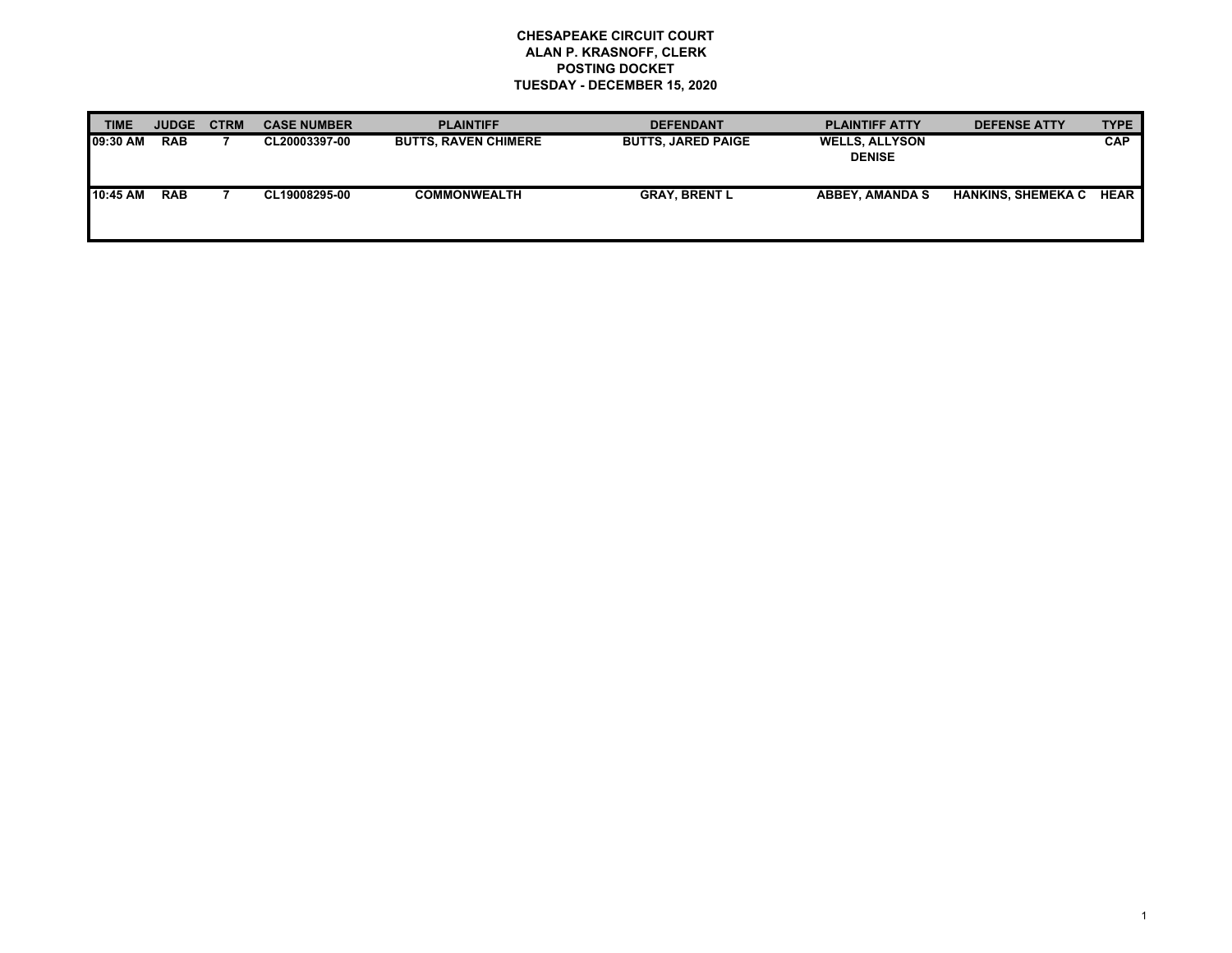**CHESAPEAKE CIRCUIT COURT**
**ALAN P. KRASNOFF, CLERK**
**POSTING DOCKET**
**TUESDAY - DECEMBER 15, 2020**

| TIME | JUDGE | CTRM | CASE NUMBER | PLAINTIFF | DEFENDANT | PLAINTIFF ATTY | DEFENSE ATTY | TYPE |
|---|---|---|---|---|---|---|---|---|
| 09:30 AM | RAB | 7 | CL20003397-00 | BUTTS, RAVEN CHIMERE | BUTTS, JARED PAIGE | WELLS, ALLYSON DENISE | | CAP |
| 10:45 AM | RAB | 7 | CL19008295-00 | COMMONWEALTH | GRAY, BRENT L | ABBEY, AMANDA S | HANKINS, SHEMEKA C | HEAR |